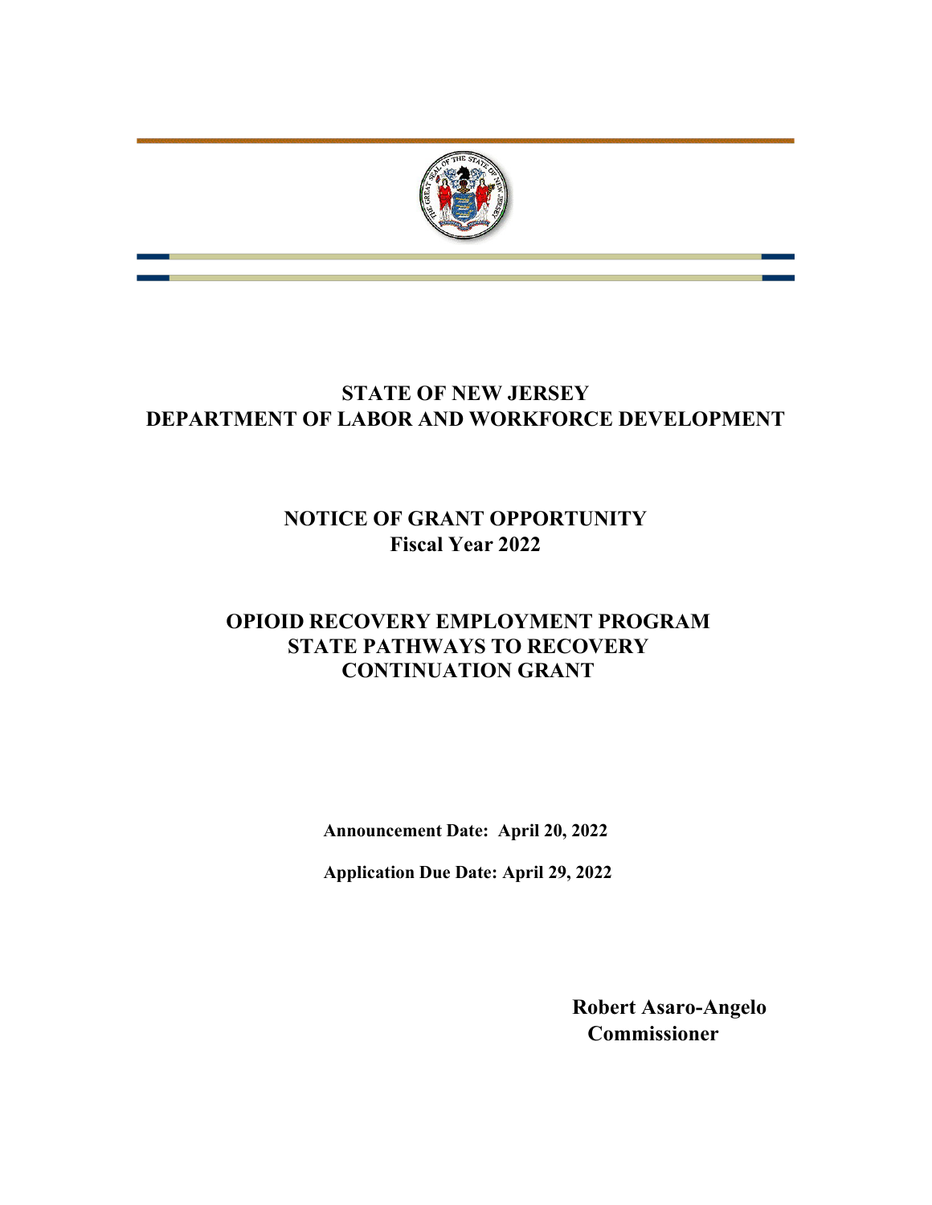# STATE OF NEW JERSEY
# DEPARTMENT OF LABOR AND WORKFORCE DEVELOPMENT

## NOTICE OF GRANT OPPORTUNITY
## Fiscal Year 2022

## OPIOID RECOVERY EMPLOYMENT PROGRAM
## STATE PATHWAYS TO RECOVERY
## CONTINUATION GRANT

**Announcement Date: April 20, 2022**

**Application Due Date: April 29, 2022**

**Robert Asaro-Angelo**
**Commissioner**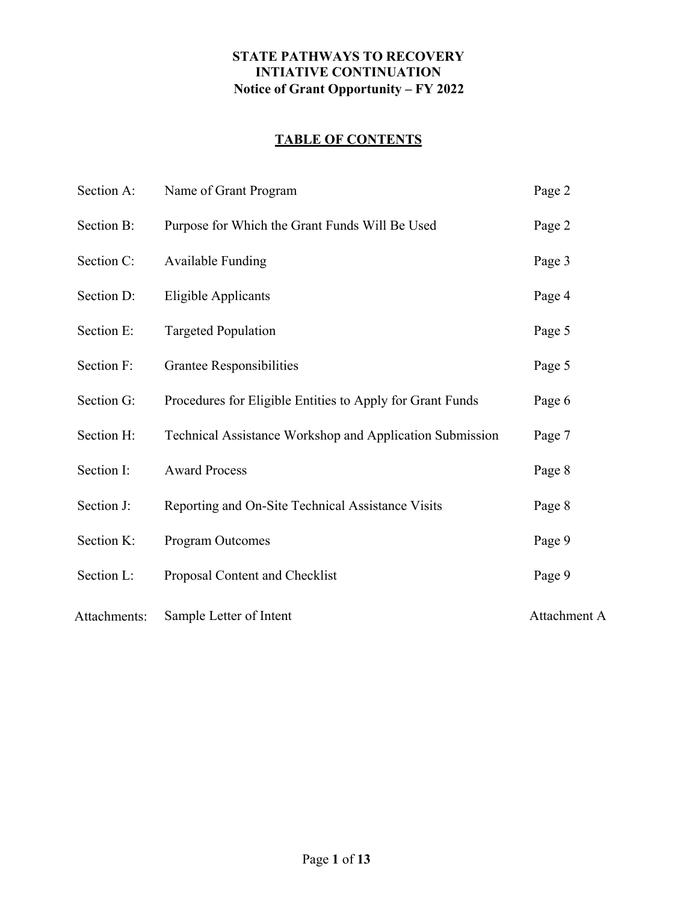# STATE PATHWAYS TO RECOVERY INTIATIVE CONTINUATION

## Notice of Grant Opportunity – FY 2022

## TABLE OF CONTENTS

| | | |
|---|---|---|
| Section A: | Name of Grant Program | Page 2 |
| Section B: | Purpose for Which the Grant Funds Will Be Used | Page 2 |
| Section C: | Available Funding | Page 3 |
| Section D: | Eligible Applicants | Page 4 |
| Section E: | Targeted Population | Page 5 |
| Section F: | Grantee Responsibilities | Page 5 |
| Section G: | Procedures for Eligible Entities to Apply for Grant Funds | Page 6 |
| Section H: | Technical Assistance Workshop and Application Submission | Page 7 |
| Section I: | Award Process | Page 8 |
| Section J: | Reporting and On-Site Technical Assistance Visits | Page 8 |
| Section K: | Program Outcomes | Page 9 |
| Section L: | Proposal Content and Checklist | Page 9 |
| Attachments: | Sample Letter of Intent | Attachment A |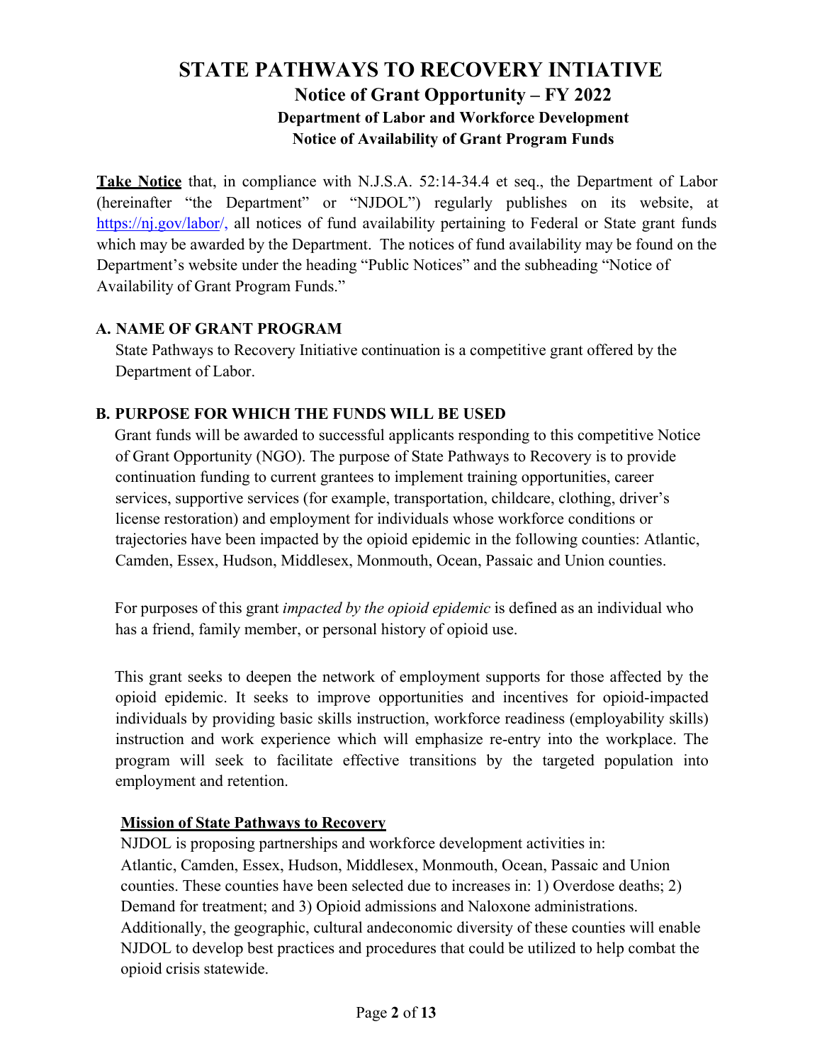# STATE PATHWAYS TO RECOVERY INTIATIVE

## Notice of Grant Opportunity – FY 2022

### Department of Labor and Workforce Development

### Notice of Availability of Grant Program Funds

**Take Notice** that, in compliance with N.J.S.A. 52:14-34.4 et seq., the Department of Labor (hereinafter "the Department" or "NJDOL") regularly publishes on its website, at https://nj.gov/labor/, all notices of fund availability pertaining to Federal or State grant funds which may be awarded by the Department. The notices of fund availability may be found on the Department's website under the heading "Public Notices" and the subheading "Notice of Availability of Grant Program Funds."

**A. NAME OF GRANT PROGRAM**

State Pathways to Recovery Initiative continuation is a competitive grant offered by the Department of Labor.

**B. PURPOSE FOR WHICH THE FUNDS WILL BE USED**

Grant funds will be awarded to successful applicants responding to this competitive Notice of Grant Opportunity (NGO). The purpose of State Pathways to Recovery is to provide continuation funding to current grantees to implement training opportunities, career services, supportive services (for example, transportation, childcare, clothing, driver's license restoration) and employment for individuals whose workforce conditions or trajectories have been impacted by the opioid epidemic in the following counties: Atlantic, Camden, Essex, Hudson, Middlesex, Monmouth, Ocean, Passaic and Union counties.

For purposes of this grant *impacted by the opioid epidemic* is defined as an individual who has a friend, family member, or personal history of opioid use.

This grant seeks to deepen the network of employment supports for those affected by the opioid epidemic. It seeks to improve opportunities and incentives for opioid-impacted individuals by providing basic skills instruction, workforce readiness (employability skills) instruction and work experience which will emphasize re-entry into the workplace. The program will seek to facilitate effective transitions by the targeted population into employment and retention.

**Mission of State Pathways to Recovery**

NJDOL is proposing partnerships and workforce development activities in: Atlantic, Camden, Essex, Hudson, Middlesex, Monmouth, Ocean, Passaic and Union counties. These counties have been selected due to increases in: 1) Overdose deaths; 2) Demand for treatment; and 3) Opioid admissions and Naloxone administrations. Additionally, the geographic, cultural andeconomic diversity of these counties will enable NJDOL to develop best practices and procedures that could be utilized to help combat the opioid crisis statewide.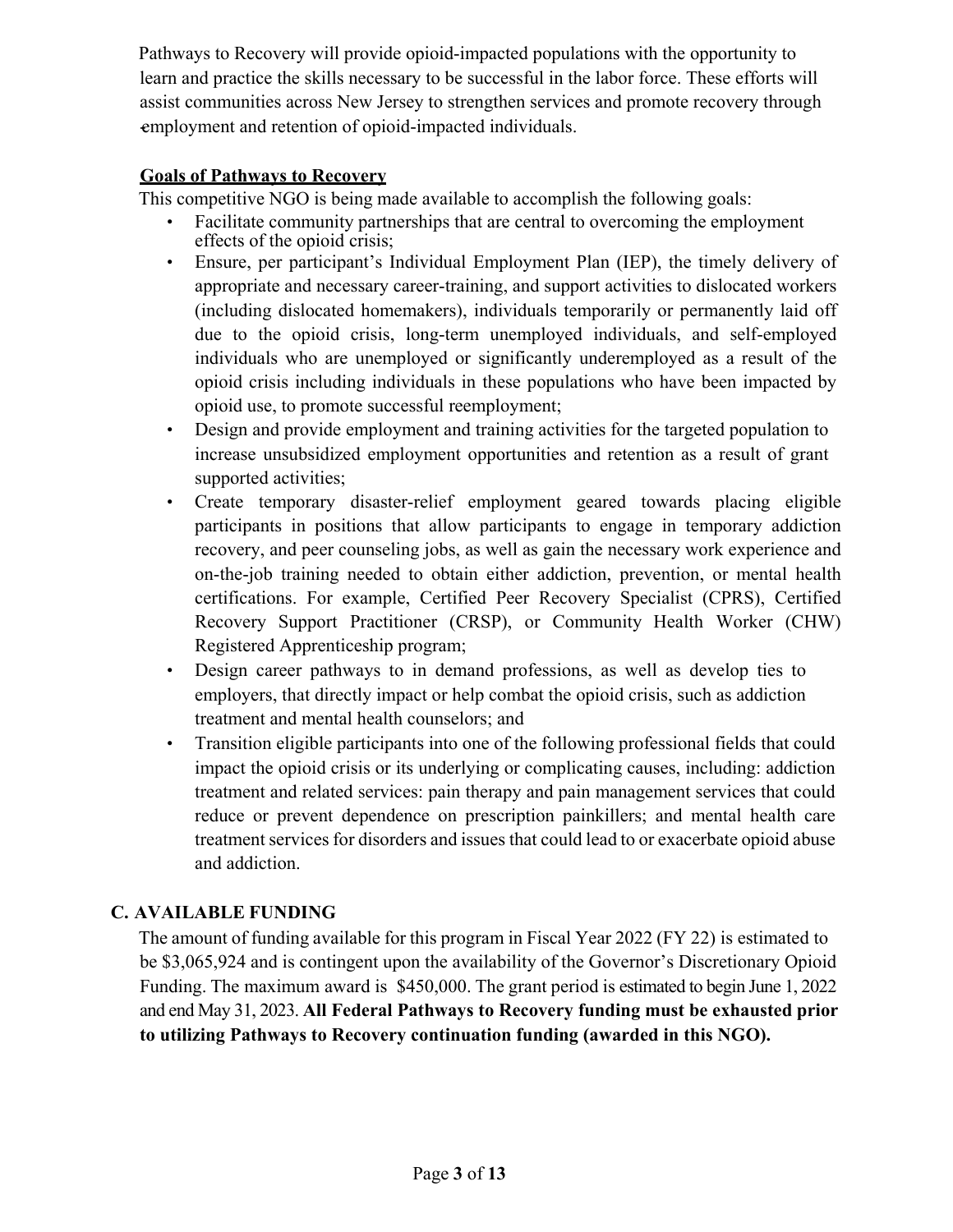Pathways to Recovery will provide opioid-impacted populations with the opportunity to learn and practice the skills necessary to be successful in the labor force. These efforts will assist communities across New Jersey to strengthen services and promote recovery through employment and retention of opioid-impacted individuals.

**Goals of Pathways to Recovery**

This competitive NGO is being made available to accomplish the following goals:

- Facilitate community partnerships that are central to overcoming the employment effects of the opioid crisis;
- Ensure, per participant's Individual Employment Plan (IEP), the timely delivery of appropriate and necessary career-training, and support activities to dislocated workers (including dislocated homemakers), individuals temporarily or permanently laid off due to the opioid crisis, long-term unemployed individuals, and self-employed individuals who are unemployed or significantly underemployed as a result of the opioid crisis including individuals in these populations who have been impacted by opioid use, to promote successful reemployment;
- Design and provide employment and training activities for the targeted population to increase unsubsidized employment opportunities and retention as a result of grant supported activities;
- Create temporary disaster-relief employment geared towards placing eligible participants in positions that allow participants to engage in temporary addiction recovery, and peer counseling jobs, as well as gain the necessary work experience and on-the-job training needed to obtain either addiction, prevention, or mental health certifications. For example, Certified Peer Recovery Specialist (CPRS), Certified Recovery Support Practitioner (CRSP), or Community Health Worker (CHW) Registered Apprenticeship program;
- Design career pathways to in demand professions, as well as develop ties to employers, that directly impact or help combat the opioid crisis, such as addiction treatment and mental health counselors; and
- Transition eligible participants into one of the following professional fields that could impact the opioid crisis or its underlying or complicating causes, including: addiction treatment and related services: pain therapy and pain management services that could reduce or prevent dependence on prescription painkillers; and mental health care treatment services for disorders and issues that could lead to or exacerbate opioid abuse and addiction.

## C. AVAILABLE FUNDING

The amount of funding available for this program in Fiscal Year 2022 (FY 22) is estimated to be $3,065,924 and is contingent upon the availability of the Governor's Discretionary Opioid Funding. The maximum award is $450,000. The grant period is estimated to begin June 1, 2022 and end May 31, 2023. **All Federal Pathways to Recovery funding must be exhausted prior to utilizing Pathways to Recovery continuation funding (awarded in this NGO).**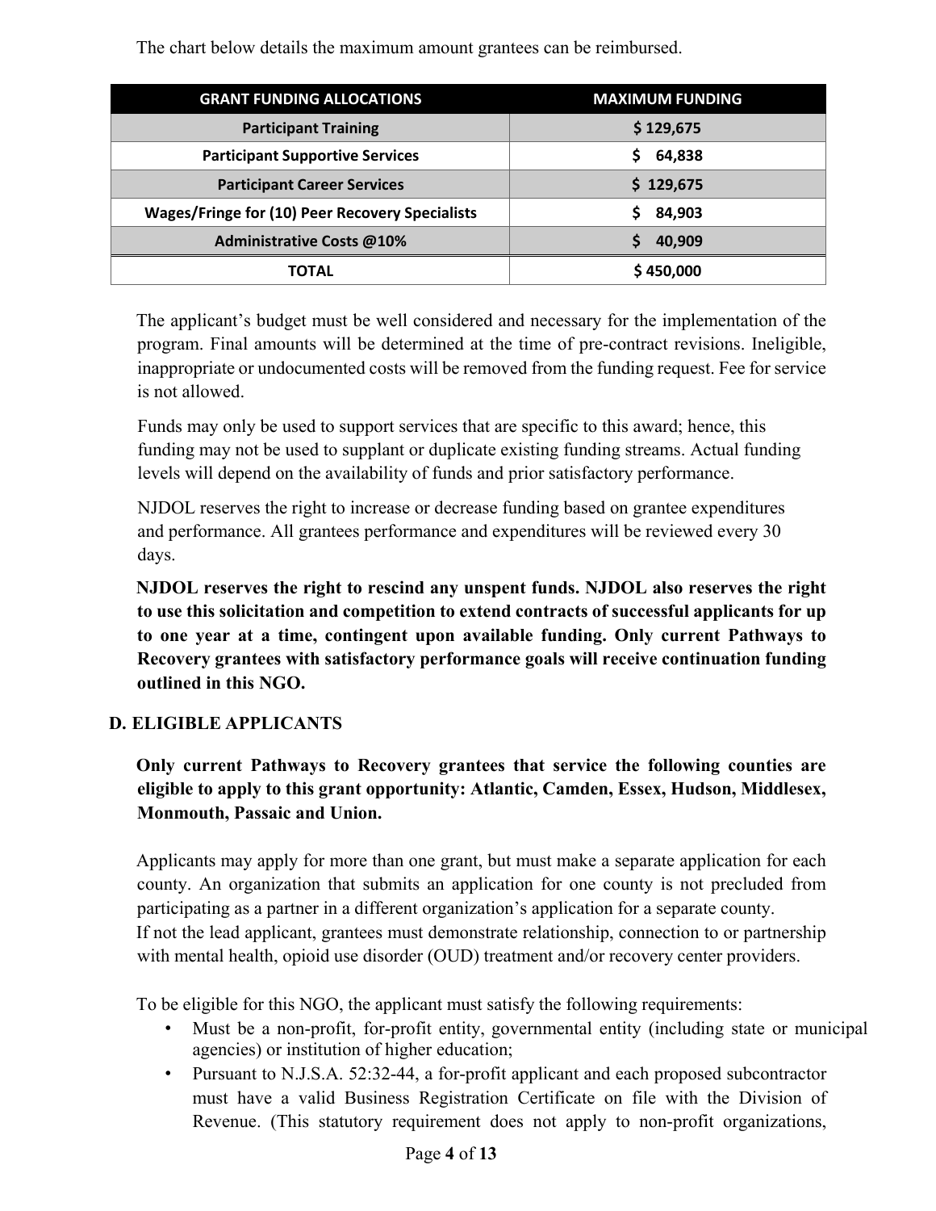The chart below details the maximum amount grantees can be reimbursed.

| GRANT FUNDING ALLOCATIONS | MAXIMUM FUNDING |
|---|---|
| **Participant Training** | **$ 129,675** |
| **Participant Supportive Services** | **$ 64,838** |
| **Participant Career Services** | **$ 129,675** |
| **Wages/Fringe for (10) Peer Recovery Specialists** | **$ 84,903** |
| **Administrative Costs @10%** | **$ 40,909** |
| **TOTAL** | **$ 450,000** |

The applicant's budget must be well considered and necessary for the implementation of the program. Final amounts will be determined at the time of pre-contract revisions. Ineligible, inappropriate or undocumented costs will be removed from the funding request. Fee for service is not allowed.

Funds may only be used to support services that are specific to this award; hence, this funding may not be used to supplant or duplicate existing funding streams. Actual funding levels will depend on the availability of funds and prior satisfactory performance.

NJDOL reserves the right to increase or decrease funding based on grantee expenditures and performance. All grantees performance and expenditures will be reviewed every 30 days.

**NJDOL reserves the right to rescind any unspent funds. NJDOL also reserves the right to use this solicitation and competition to extend contracts of successful applicants for up to one year at a time, contingent upon available funding. Only current Pathways to Recovery grantees with satisfactory performance goals will receive continuation funding outlined in this NGO.**

## D. ELIGIBLE APPLICANTS

**Only current Pathways to Recovery grantees that service the following counties are eligible to apply to this grant opportunity: Atlantic, Camden, Essex, Hudson, Middlesex, Monmouth, Passaic and Union.**

Applicants may apply for more than one grant, but must make a separate application for each county. An organization that submits an application for one county is not precluded from participating as a partner in a different organization's application for a separate county. If not the lead applicant, grantees must demonstrate relationship, connection to or partnership with mental health, opioid use disorder (OUD) treatment and/or recovery center providers.

To be eligible for this NGO, the applicant must satisfy the following requirements:

- Must be a non-profit, for-profit entity, governmental entity (including state or municipal agencies) or institution of higher education;
- Pursuant to N.J.S.A. 52:32-44, a for-profit applicant and each proposed subcontractor must have a valid Business Registration Certificate on file with the Division of Revenue. (This statutory requirement does not apply to non-profit organizations,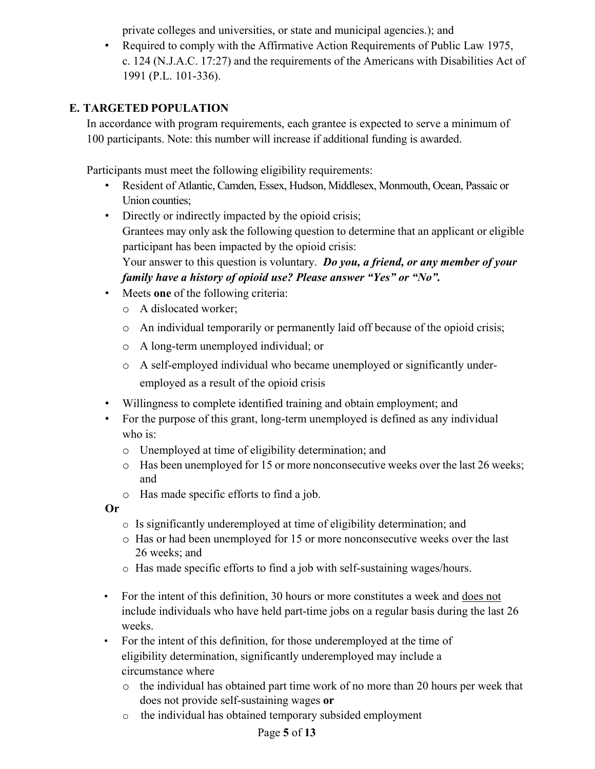private colleges and universities, or state and municipal agencies.); and

- Required to comply with the Affirmative Action Requirements of Public Law 1975, c. 124 (N.J.A.C. 17:27) and the requirements of the Americans with Disabilities Act of 1991 (P.L. 101-336).

## E. TARGETED POPULATION

In accordance with program requirements, each grantee is expected to serve a minimum of 100 participants. Note: this number will increase if additional funding is awarded.

Participants must meet the following eligibility requirements:

- Resident of Atlantic, Camden, Essex, Hudson, Middlesex, Monmouth, Ocean, Passaic or Union counties;
- Directly or indirectly impacted by the opioid crisis;
  Grantees may only ask the following question to determine that an applicant or eligible participant has been impacted by the opioid crisis:
  Your answer to this question is voluntary. ***Do you, a friend, or any member of your family have a history of opioid use? Please answer "Yes" or "No".***
- Meets **one** of the following criteria:
  - A dislocated worker;
  - An individual temporarily or permanently laid off because of the opioid crisis;
  - A long-term unemployed individual; or
  - A self-employed individual who became unemployed or significantly under-employed as a result of the opioid crisis
- Willingness to complete identified training and obtain employment; and
- For the purpose of this grant, long-term unemployed is defined as any individual who is:
  - Unemployed at time of eligibility determination; and
  - Has been unemployed for 15 or more nonconsecutive weeks over the last 26 weeks; and
  - Has made specific efforts to find a job.

**Or**

- Is significantly underemployed at time of eligibility determination; and
- Has or had been unemployed for 15 or more nonconsecutive weeks over the last 26 weeks; and
- Has made specific efforts to find a job with self-sustaining wages/hours.

- For the intent of this definition, 30 hours or more constitutes a week and <u>does not</u> include individuals who have held part-time jobs on a regular basis during the last 26 weeks.
- For the intent of this definition, for those underemployed at the time of eligibility determination, significantly underemployed may include a circumstance where
  - the individual has obtained part time work of no more than 20 hours per week that does not provide self-sustaining wages **or**
  - the individual has obtained temporary subsided employment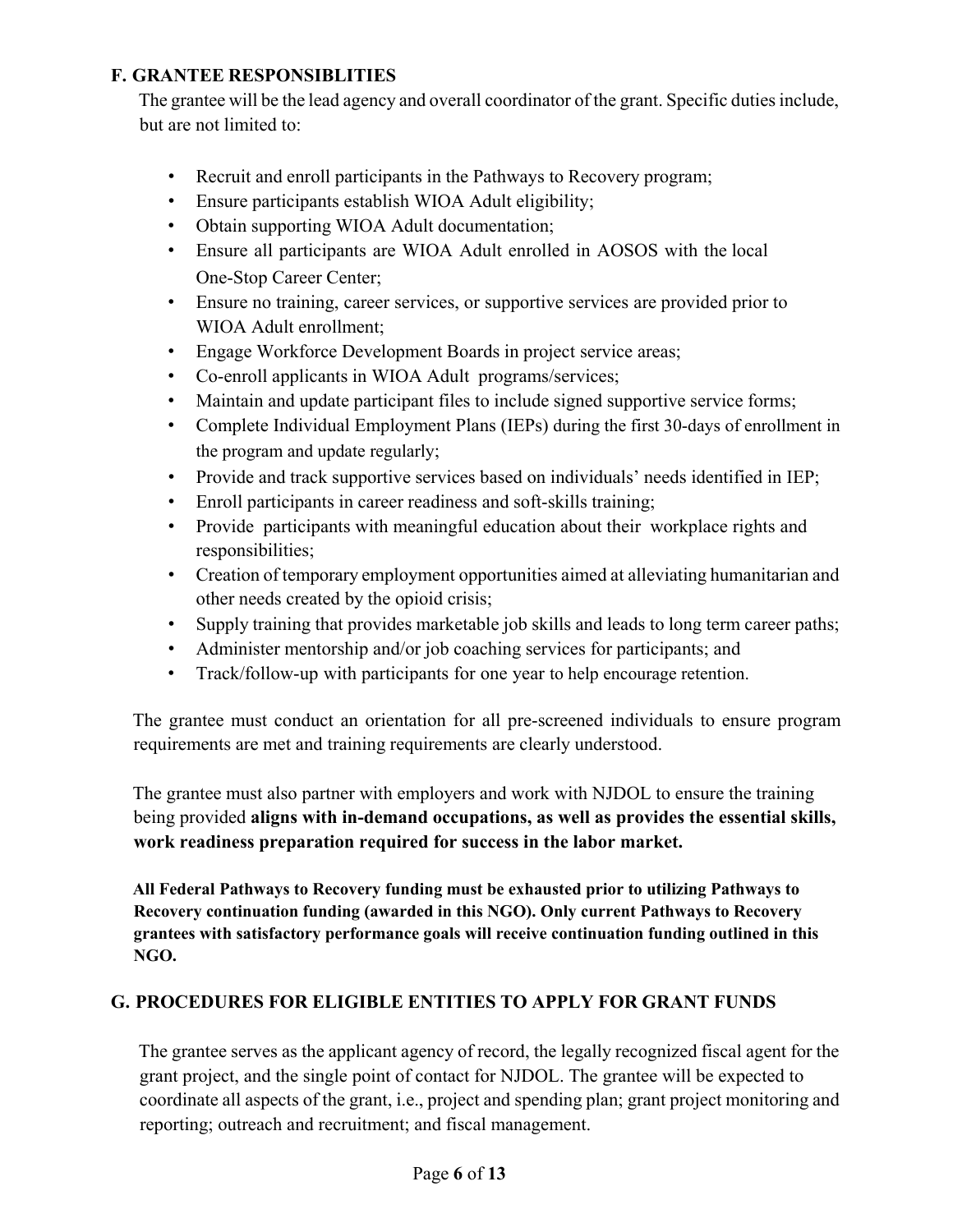## F. GRANTEE RESPONSIBLITIES

The grantee will be the lead agency and overall coordinator of the grant. Specific duties include, but are not limited to:

- Recruit and enroll participants in the Pathways to Recovery program;
- Ensure participants establish WIOA Adult eligibility;
- Obtain supporting WIOA Adult documentation;
- Ensure all participants are WIOA Adult enrolled in AOSOS with the local One-Stop Career Center;
- Ensure no training, career services, or supportive services are provided prior to WIOA Adult enrollment;
- Engage Workforce Development Boards in project service areas;
- Co-enroll applicants in WIOA Adult programs/services;
- Maintain and update participant files to include signed supportive service forms;
- Complete Individual Employment Plans (IEPs) during the first 30-days of enrollment in the program and update regularly;
- Provide and track supportive services based on individuals' needs identified in IEP;
- Enroll participants in career readiness and soft-skills training;
- Provide participants with meaningful education about their workplace rights and responsibilities;
- Creation of temporary employment opportunities aimed at alleviating humanitarian and other needs created by the opioid crisis;
- Supply training that provides marketable job skills and leads to long term career paths;
- Administer mentorship and/or job coaching services for participants; and
- Track/follow-up with participants for one year to help encourage retention.

The grantee must conduct an orientation for all pre-screened individuals to ensure program requirements are met and training requirements are clearly understood.

The grantee must also partner with employers and work with NJDOL to ensure the training being provided **aligns with in-demand occupations, as well as provides the essential skills, work readiness preparation required for success in the labor market.**

**All Federal Pathways to Recovery funding must be exhausted prior to utilizing Pathways to Recovery continuation funding (awarded in this NGO). Only current Pathways to Recovery grantees with satisfactory performance goals will receive continuation funding outlined in this NGO.**

## G. PROCEDURES FOR ELIGIBLE ENTITIES TO APPLY FOR GRANT FUNDS

The grantee serves as the applicant agency of record, the legally recognized fiscal agent for the grant project, and the single point of contact for NJDOL. The grantee will be expected to coordinate all aspects of the grant, i.e., project and spending plan; grant project monitoring and reporting; outreach and recruitment; and fiscal management.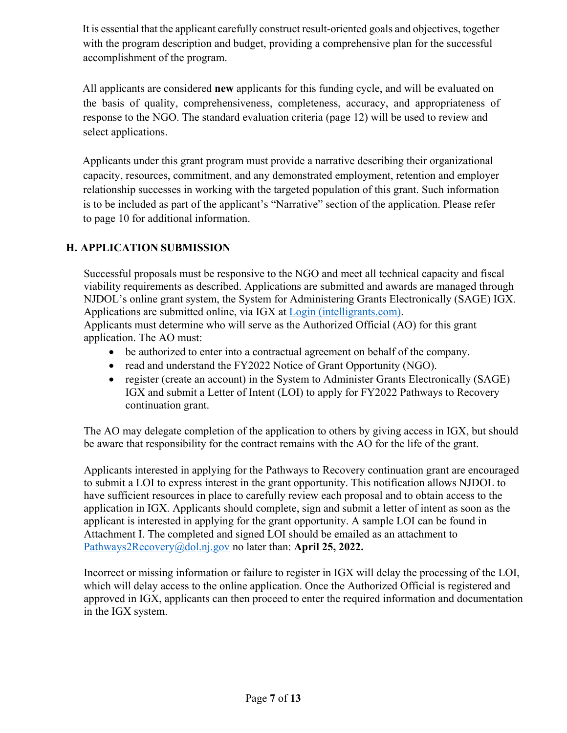It is essential that the applicant carefully construct result-oriented goals and objectives, together with the program description and budget, providing a comprehensive plan for the successful accomplishment of the program.

All applicants are considered **new** applicants for this funding cycle, and will be evaluated on the basis of quality, comprehensiveness, completeness, accuracy, and appropriateness of response to the NGO. The standard evaluation criteria (page 12) will be used to review and select applications.

Applicants under this grant program must provide a narrative describing their organizational capacity, resources, commitment, and any demonstrated employment, retention and employer relationship successes in working with the targeted population of this grant. Such information is to be included as part of the applicant's "Narrative" section of the application. Please refer to page 10 for additional information.

## H. APPLICATION SUBMISSION

Successful proposals must be responsive to the NGO and meet all technical capacity and fiscal viability requirements as described. Applications are submitted and awards are managed through NJDOL's online grant system, the System for Administering Grants Electronically (SAGE) IGX. Applications are submitted online, via IGX at [Login (intelligrants.com)](intelligrants.com).
Applicants must determine who will serve as the Authorized Official (AO) for this grant application. The AO must:

- be authorized to enter into a contractual agreement on behalf of the company.
- read and understand the FY2022 Notice of Grant Opportunity (NGO).
- register (create an account) in the System to Administer Grants Electronically (SAGE) IGX and submit a Letter of Intent (LOI) to apply for FY2022 Pathways to Recovery continuation grant.

The AO may delegate completion of the application to others by giving access in IGX, but should be aware that responsibility for the contract remains with the AO for the life of the grant.

Applicants interested in applying for the Pathways to Recovery continuation grant are encouraged to submit a LOI to express interest in the grant opportunity. This notification allows NJDOL to have sufficient resources in place to carefully review each proposal and to obtain access to the application in IGX. Applicants should complete, sign and submit a letter of intent as soon as the applicant is interested in applying for the grant opportunity. A sample LOI can be found in Attachment I. The completed and signed LOI should be emailed as an attachment to Pathways2Recovery@dol.nj.gov no later than: **April 25, 2022.**

Incorrect or missing information or failure to register in IGX will delay the processing of the LOI, which will delay access to the online application. Once the Authorized Official is registered and approved in IGX, applicants can then proceed to enter the required information and documentation in the IGX system.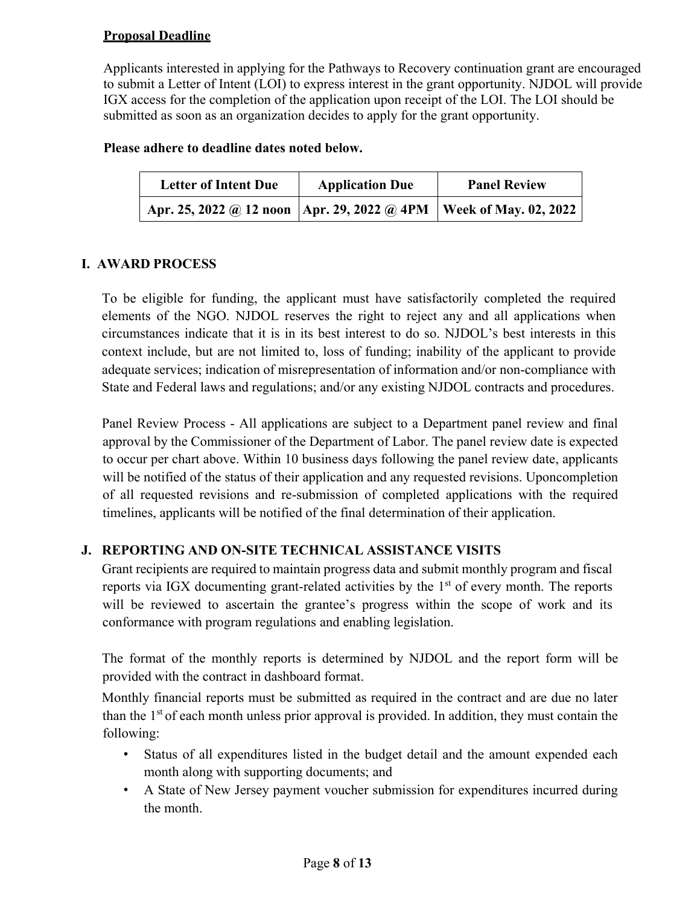**Proposal Deadline**

Applicants interested in applying for the Pathways to Recovery continuation grant are encouraged to submit a Letter of Intent (LOI) to express interest in the grant opportunity. NJDOL will provide IGX access for the completion of the application upon receipt of the LOI. The LOI should be submitted as soon as an organization decides to apply for the grant opportunity.

**Please adhere to deadline dates noted below.**

| Letter of Intent Due | Application Due | Panel Review |
|---|---|---|
| **Apr. 25, 2022 @ 12 noon** | **Apr. 29, 2022 @ 4PM** | **Week of May. 02, 2022** |

## I. AWARD PROCESS

To be eligible for funding, the applicant must have satisfactorily completed the required elements of the NGO. NJDOL reserves the right to reject any and all applications when circumstances indicate that it is in its best interest to do so. NJDOL's best interests in this context include, but are not limited to, loss of funding; inability of the applicant to provide adequate services; indication of misrepresentation of information and/or non-compliance with State and Federal laws and regulations; and/or any existing NJDOL contracts and procedures.

Panel Review Process - All applications are subject to a Department panel review and final approval by the Commissioner of the Department of Labor. The panel review date is expected to occur per chart above. Within 10 business days following the panel review date, applicants will be notified of the status of their application and any requested revisions. Uponcompletion of all requested revisions and re-submission of completed applications with the required timelines, applicants will be notified of the final determination of their application.

## J. REPORTING AND ON-SITE TECHNICAL ASSISTANCE VISITS

Grant recipients are required to maintain progress data and submit monthly program and fiscal reports via IGX documenting grant-related activities by the 1st of every month. The reports will be reviewed to ascertain the grantee's progress within the scope of work and its conformance with program regulations and enabling legislation.

The format of the monthly reports is determined by NJDOL and the report form will be provided with the contract in dashboard format.

Monthly financial reports must be submitted as required in the contract and are due no later than the 1st of each month unless prior approval is provided. In addition, they must contain the following:

- Status of all expenditures listed in the budget detail and the amount expended each month along with supporting documents; and
- A State of New Jersey payment voucher submission for expenditures incurred during the month.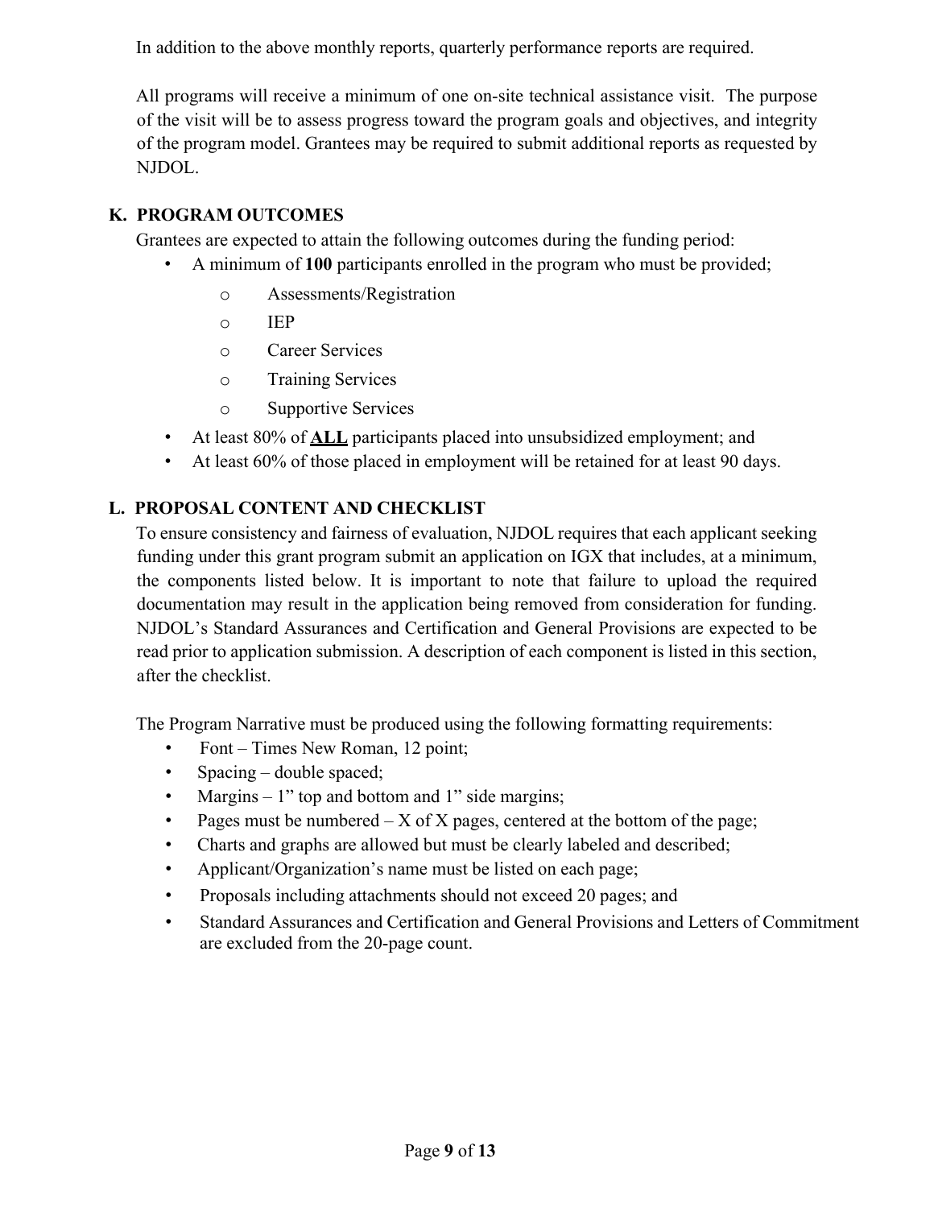In addition to the above monthly reports, quarterly performance reports are required.

All programs will receive a minimum of one on-site technical assistance visit. The purpose of the visit will be to assess progress toward the program goals and objectives, and integrity of the program model. Grantees may be required to submit additional reports as requested by NJDOL.

## K. PROGRAM OUTCOMES

Grantees are expected to attain the following outcomes during the funding period:

- A minimum of **100** participants enrolled in the program who must be provided;
  - Assessments/Registration
  - IEP
  - Career Services
  - Training Services
  - Supportive Services
- At least 80% of **ALL** participants placed into unsubsidized employment; and
- At least 60% of those placed in employment will be retained for at least 90 days.

## L. PROPOSAL CONTENT AND CHECKLIST

To ensure consistency and fairness of evaluation, NJDOL requires that each applicant seeking funding under this grant program submit an application on IGX that includes, at a minimum, the components listed below. It is important to note that failure to upload the required documentation may result in the application being removed from consideration for funding. NJDOL's Standard Assurances and Certification and General Provisions are expected to be read prior to application submission. A description of each component is listed in this section, after the checklist.

The Program Narrative must be produced using the following formatting requirements:

- Font – Times New Roman, 12 point;
- Spacing – double spaced;
- Margins – 1" top and bottom and 1" side margins;
- Pages must be numbered – X of X pages, centered at the bottom of the page;
- Charts and graphs are allowed but must be clearly labeled and described;
- Applicant/Organization's name must be listed on each page;
- Proposals including attachments should not exceed 20 pages; and
- Standard Assurances and Certification and General Provisions and Letters of Commitment are excluded from the 20-page count.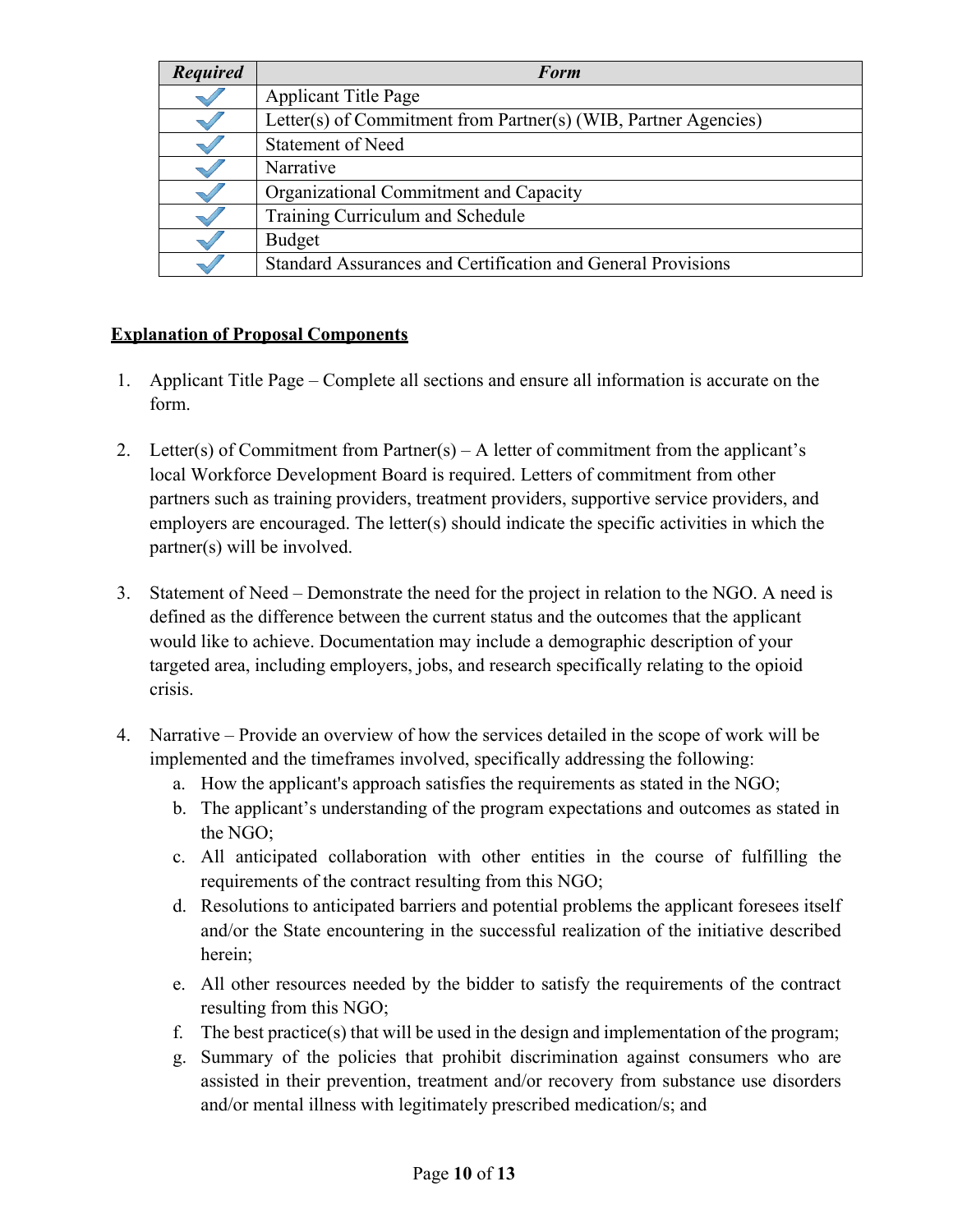| *Required* | *Form* |
|---|---|
| ✓ | Applicant Title Page |
| ✓ | Letter(s) of Commitment from Partner(s) (WIB, Partner Agencies) |
| ✓ | Statement of Need |
| ✓ | Narrative |
| ✓ | Organizational Commitment and Capacity |
| ✓ | Training Curriculum and Schedule |
| ✓ | Budget |
| ✓ | Standard Assurances and Certification and General Provisions |

**Explanation of Proposal Components**

1. Applicant Title Page – Complete all sections and ensure all information is accurate on the form.

2. Letter(s) of Commitment from Partner(s) – A letter of commitment from the applicant's local Workforce Development Board is required. Letters of commitment from other partners such as training providers, treatment providers, supportive service providers, and employers are encouraged. The letter(s) should indicate the specific activities in which the partner(s) will be involved.

3. Statement of Need – Demonstrate the need for the project in relation to the NGO. A need is defined as the difference between the current status and the outcomes that the applicant would like to achieve. Documentation may include a demographic description of your targeted area, including employers, jobs, and research specifically relating to the opioid crisis.

4. Narrative – Provide an overview of how the services detailed in the scope of work will be implemented and the timeframes involved, specifically addressing the following:
    a. How the applicant's approach satisfies the requirements as stated in the NGO;
    b. The applicant's understanding of the program expectations and outcomes as stated in the NGO;
    c. All anticipated collaboration with other entities in the course of fulfilling the requirements of the contract resulting from this NGO;
    d. Resolutions to anticipated barriers and potential problems the applicant foresees itself and/or the State encountering in the successful realization of the initiative described herein;
    e. All other resources needed by the bidder to satisfy the requirements of the contract resulting from this NGO;
    f. The best practice(s) that will be used in the design and implementation of the program;
    g. Summary of the policies that prohibit discrimination against consumers who are assisted in their prevention, treatment and/or recovery from substance use disorders and/or mental illness with legitimately prescribed medication/s; and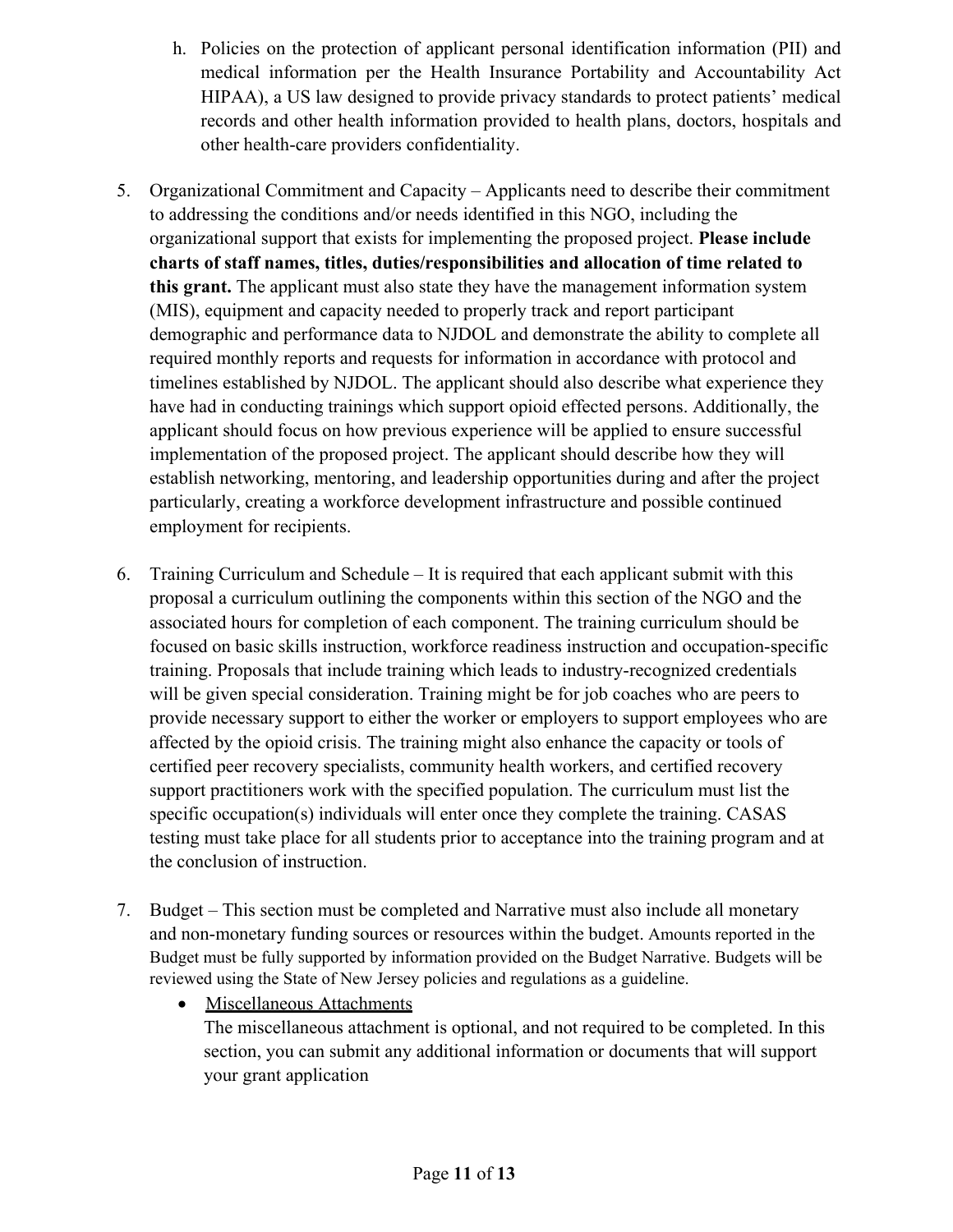h. Policies on the protection of applicant personal identification information (PII) and medical information per the Health Insurance Portability and Accountability Act HIPAA), a US law designed to provide privacy standards to protect patients' medical records and other health information provided to health plans, doctors, hospitals and other health-care providers confidentiality.

5. Organizational Commitment and Capacity – Applicants need to describe their commitment to addressing the conditions and/or needs identified in this NGO, including the organizational support that exists for implementing the proposed project. **Please include charts of staff names, titles, duties/responsibilities and allocation of time related to this grant.** The applicant must also state they have the management information system (MIS), equipment and capacity needed to properly track and report participant demographic and performance data to NJDOL and demonstrate the ability to complete all required monthly reports and requests for information in accordance with protocol and timelines established by NJDOL. The applicant should also describe what experience they have had in conducting trainings which support opioid effected persons. Additionally, the applicant should focus on how previous experience will be applied to ensure successful implementation of the proposed project. The applicant should describe how they will establish networking, mentoring, and leadership opportunities during and after the project particularly, creating a workforce development infrastructure and possible continued employment for recipients.

6. Training Curriculum and Schedule – It is required that each applicant submit with this proposal a curriculum outlining the components within this section of the NGO and the associated hours for completion of each component. The training curriculum should be focused on basic skills instruction, workforce readiness instruction and occupation-specific training. Proposals that include training which leads to industry-recognized credentials will be given special consideration. Training might be for job coaches who are peers to provide necessary support to either the worker or employers to support employees who are affected by the opioid crisis. The training might also enhance the capacity or tools of certified peer recovery specialists, community health workers, and certified recovery support practitioners work with the specified population. The curriculum must list the specific occupation(s) individuals will enter once they complete the training. CASAS testing must take place for all students prior to acceptance into the training program and at the conclusion of instruction.

7. Budget – This section must be completed and Narrative must also include all monetary and non-monetary funding sources or resources within the budget. Amounts reported in the Budget must be fully supported by information provided on the Budget Narrative. Budgets will be reviewed using the State of New Jersey policies and regulations as a guideline.

   - <u>Miscellaneous Attachments</u>
     The miscellaneous attachment is optional, and not required to be completed. In this section, you can submit any additional information or documents that will support your grant application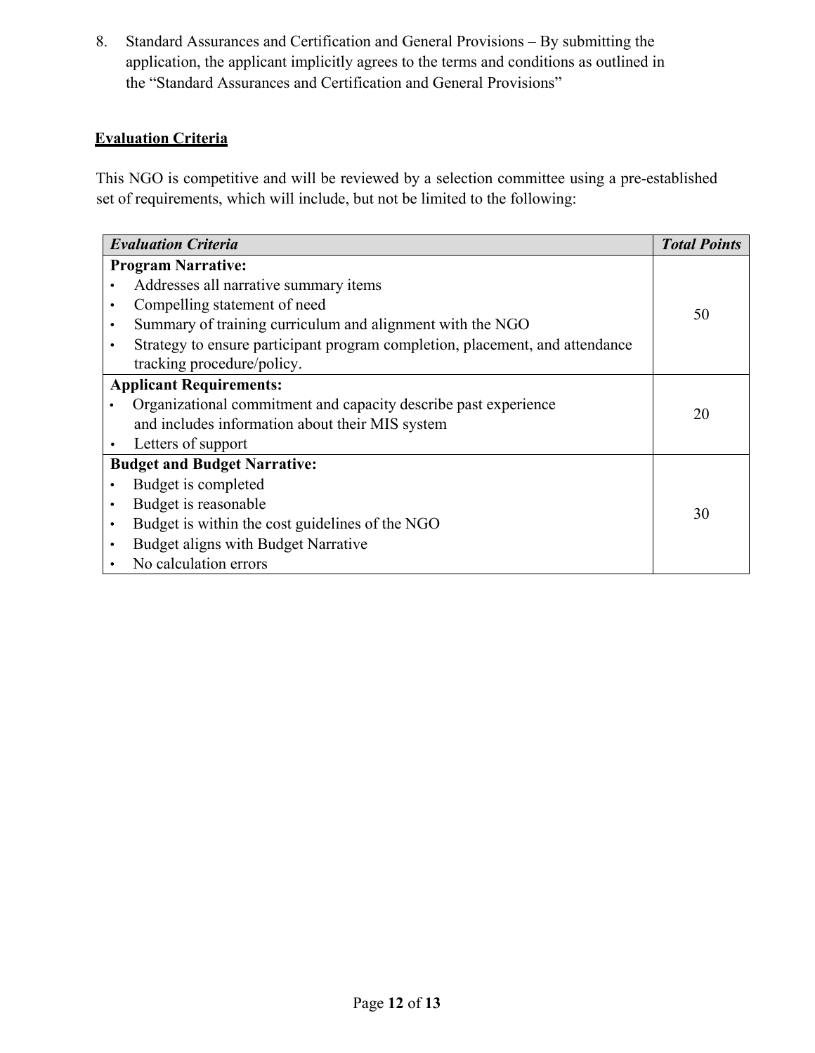8. Standard Assurances and Certification and General Provisions – By submitting the application, the applicant implicitly agrees to the terms and conditions as outlined in the "Standard Assurances and Certification and General Provisions"

**Evaluation Criteria**

This NGO is competitive and will be reviewed by a selection committee using a pre-established set of requirements, which will include, but not be limited to the following:

| *Evaluation Criteria* | *Total Points* |
| --- | --- |
| **Program Narrative:**<br>• Addresses all narrative summary items<br>• Compelling statement of need<br>• Summary of training curriculum and alignment with the NGO<br>• Strategy to ensure participant program completion, placement, and attendance tracking procedure/policy. | 50 |
| **Applicant Requirements:**<br>• Organizational commitment and capacity describe past experience and includes information about their MIS system<br>• Letters of support | 20 |
| **Budget and Budget Narrative:**<br>• Budget is completed<br>• Budget is reasonable<br>• Budget is within the cost guidelines of the NGO<br>• Budget aligns with Budget Narrative<br>• No calculation errors | 30 |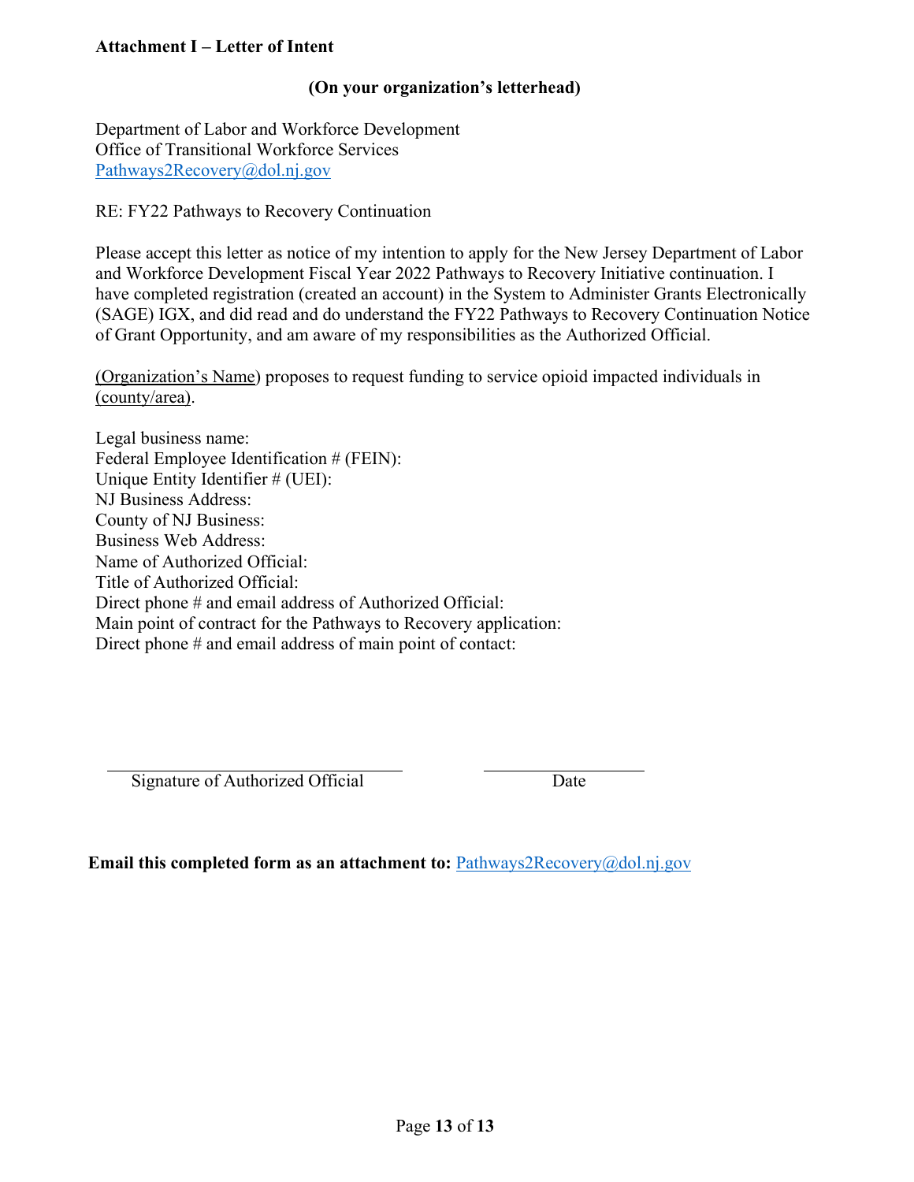**Attachment I – Letter of Intent**

**(On your organization's letterhead)**

Department of Labor and Workforce Development
Office of Transitional Workforce Services
Pathways2Recovery@dol.nj.gov

RE: FY22 Pathways to Recovery Continuation

Please accept this letter as notice of my intention to apply for the New Jersey Department of Labor and Workforce Development Fiscal Year 2022 Pathways to Recovery Initiative continuation. I have completed registration (created an account) in the System to Administer Grants Electronically (SAGE) IGX, and did read and do understand the FY22 Pathways to Recovery Continuation Notice of Grant Opportunity, and am aware of my responsibilities as the Authorized Official.

(Organization's Name) proposes to request funding to service opioid impacted individuals in (county/area).

Legal business name:
Federal Employee Identification # (FEIN):
Unique Entity Identifier # (UEI):
NJ Business Address:
County of NJ Business:
Business Web Address:
Name of Authorized Official:
Title of Authorized Official:
Direct phone # and email address of Authorized Official:
Main point of contract for the Pathways to Recovery application:
Direct phone # and email address of main point of contact:

Signature of Authorized Official ____________________ Date ____________

**Email this completed form as an attachment to:** Pathways2Recovery@dol.nj.gov